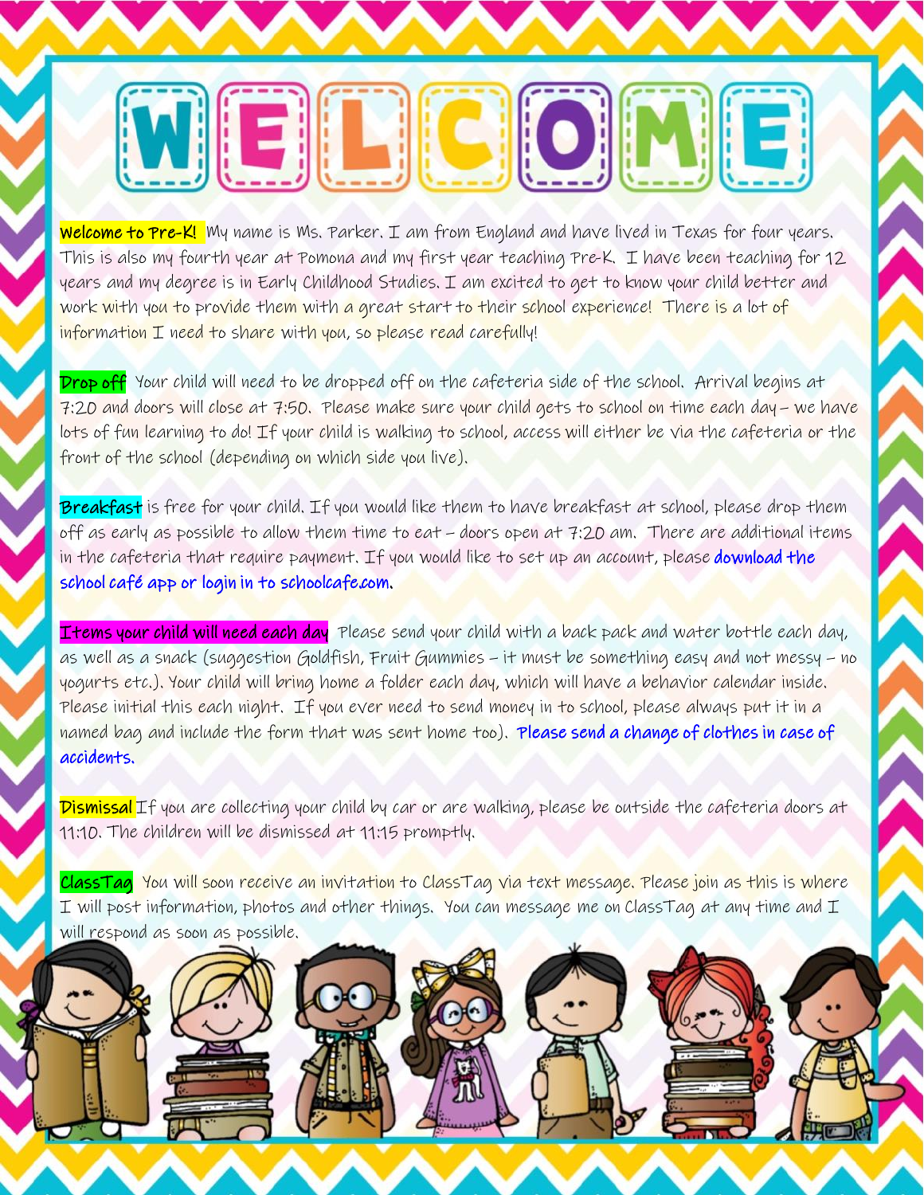# WELCOME

**Welcome to Pre-K!** My name is Ms. Parker. I am from England and have lived in Texas for four years. This is also my fourth year at Pomona and my first year teaching Pre-K. I have been teaching for 12 years and my degree is in Early Childhood Studies. I am excited to get to know your child better and work with you to provide them with a great start to their school experience! There is a lot of information I need to share with you, so please read carefully!

**Drop off** Your child will need to be dropped off on the cafeteria side of the school. Arrival begins at 7:20 and doors will close at 7:50. Please make sure your child gets to school on time each day – we have lots of fun learning to do! If your child is walking to school, access will either be via the cafeteria or the front of the school (depending on which side you live).

**Breakfast** is free for your child. If you would like them to have breakfast at school, please drop them off as early as possible to allow them time to eat – doors open at 7:20 am. There are additional items in the cafeteria that require payment. If you would like to set up an account, please download the school café app or login in to schoolcafe.com.

**Items your child will need each day** Please send your child with a back pack and water bottle each day, as well as a snack (suggestion Goldfish, Fruit Gummies – it must be something easy and not messy – no yogurts etc.). Your child will bring home a folder each day, which will have a behavior calendar inside. Please initial this each night. If you ever need to send money in to school, please always put it in a named bag and include the form that was sent home too). Please send a change of clothes in case of accidents.

**Dismissal** If you are collecting your child by car or are walking, please be outside the cafeteria doors at 11:10. The children will be dismissed at 11:15 promptly.

**ClassTag** You will soon receive an invitation to ClassTag via text message. Please join as this is where I will post information, photos and other things. You can message me on ClassTag at any time and I will respond as soon as possible.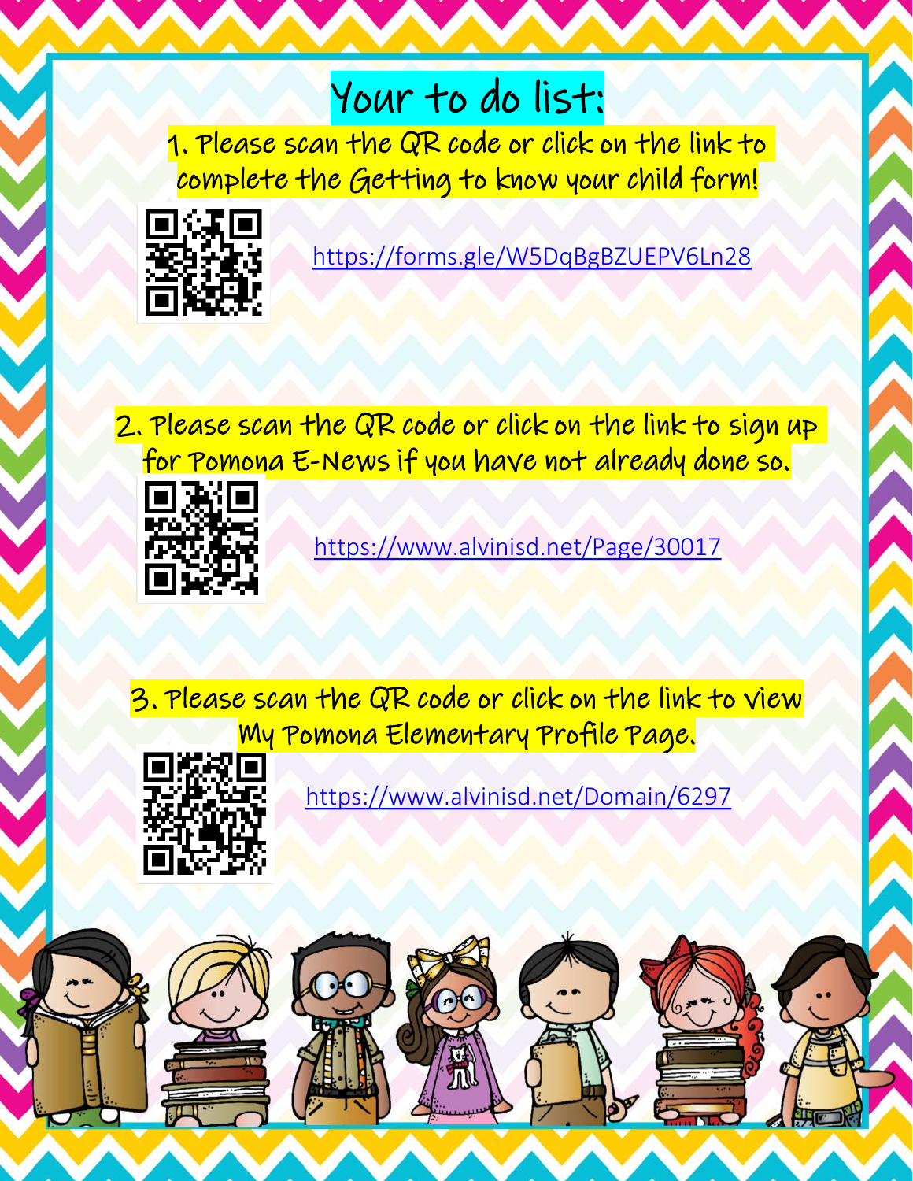# Your to do list:

1. Please scan the QR code or click on the link to complete the Getting to know your child form!

   https://forms.gle/W5DqBgBZUEPV6Ln28

2. Please scan the QR code or click on the link to sign up for Pomona E-News if you have not already done so.

   https://www.alvinisd.net/Page/30017

3. Please scan the QR code or click on the link to view My Pomona Elementary Profile Page.

   https://www.alvinisd.net/Domain/6297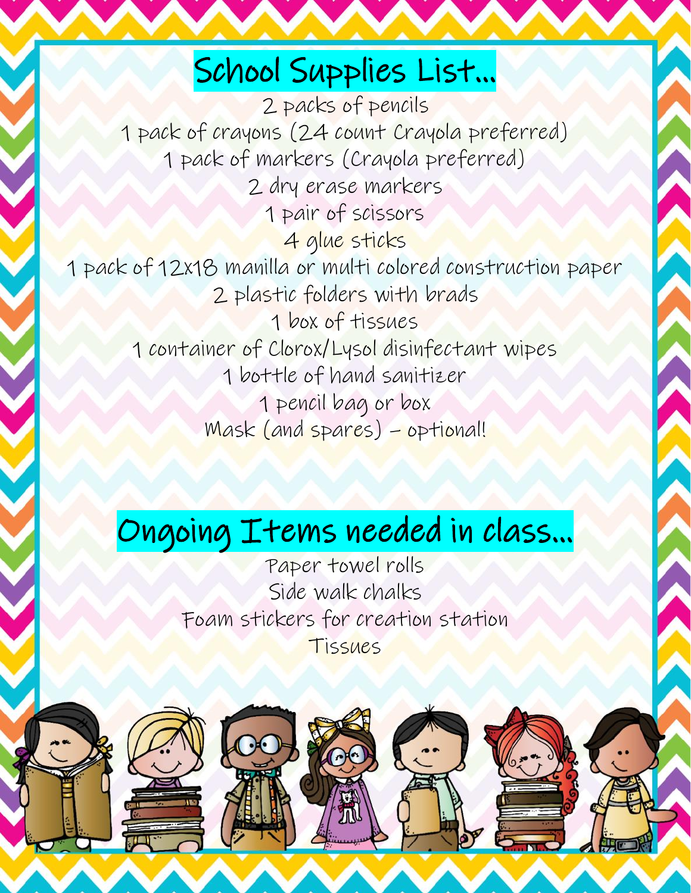## School Supplies List...

2 packs of pencils
1 pack of crayons (24 count Crayola preferred)
1 pack of markers (Crayola preferred)
2 dry erase markers
1 pair of scissors
4 glue sticks
1 pack of 12x18 manilla or multi colored construction paper
2 plastic folders with brads
1 box of tissues
1 container of Clorox/Lysol disinfectant wipes
1 bottle of hand sanitizer
1 pencil bag or box
Mask (and spares) – optional!

## Ongoing Items needed in class...

Paper towel rolls
Side walk chalks
Foam stickers for creation station
Tissues